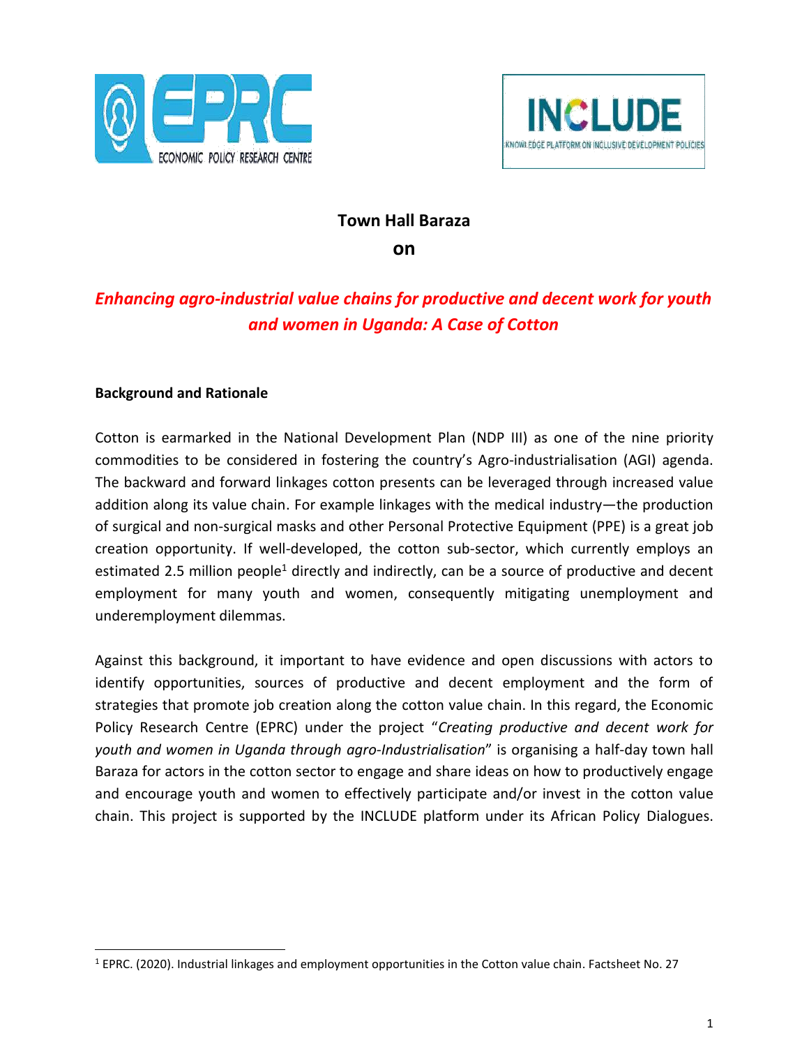# Town Hall Baraza

## on

## *Enhancing agro-industrial value chains for productive and decent work for youth and women in Uganda: A Case of Cotton*

**Background and Rationale**

Cotton is earmarked in the National Development Plan (NDP III) as one of the nine priority commodities to be considered in fostering the country's Agro-industrialisation (AGI) agenda. The backward and forward linkages cotton presents can be leveraged through increased value addition along its value chain. For example linkages with the medical industry—the production of surgical and non-surgical masks and other Personal Protective Equipment (PPE) is a great job creation opportunity. If well-developed, the cotton sub-sector, which currently employs an estimated 2.5 million people[1] directly and indirectly, can be a source of productive and decent employment for many youth and women, consequently mitigating unemployment and underemployment dilemmas.

Against this background, it important to have evidence and open discussions with actors to identify opportunities, sources of productive and decent employment and the form of strategies that promote job creation along the cotton value chain. In this regard, the Economic Policy Research Centre (EPRC) under the project "*Creating productive and decent work for youth and women in Uganda through agro-Industrialisation*" is organising a half-day town hall Baraza for actors in the cotton sector to engage and share ideas on how to productively engage and encourage youth and women to effectively participate and/or invest in the cotton value chain. This project is supported by the INCLUDE platform under its African Policy Dialogues.

---

[1] EPRC. (2020). Industrial linkages and employment opportunities in the Cotton value chain. Factsheet No. 27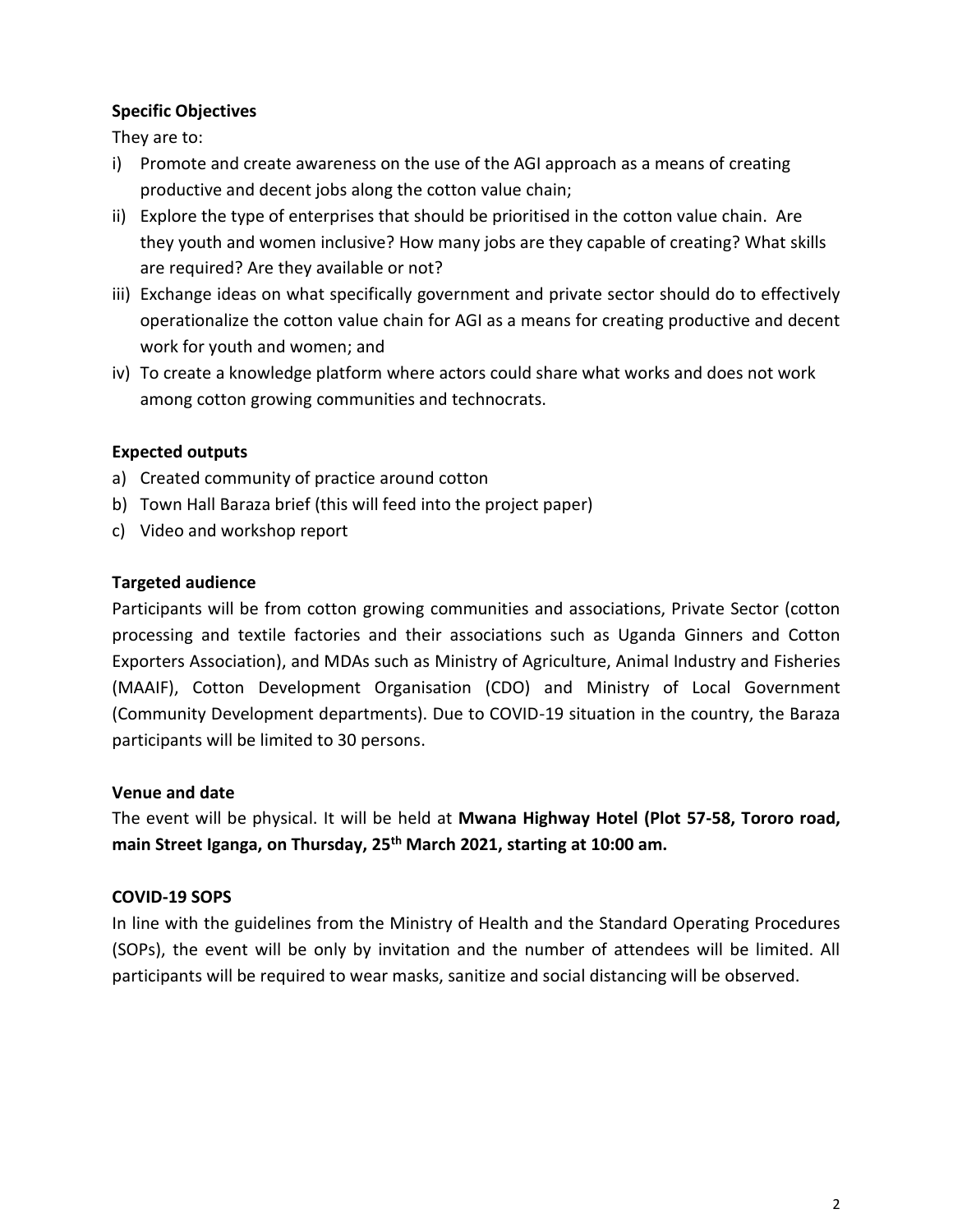**Specific Objectives**

They are to:

i) Promote and create awareness on the use of the AGI approach as a means of creating productive and decent jobs along the cotton value chain;
ii) Explore the type of enterprises that should be prioritised in the cotton value chain. Are they youth and women inclusive? How many jobs are they capable of creating? What skills are required? Are they available or not?
iii) Exchange ideas on what specifically government and private sector should do to effectively operationalize the cotton value chain for AGI as a means for creating productive and decent work for youth and women; and
iv) To create a knowledge platform where actors could share what works and does not work among cotton growing communities and technocrats.

**Expected outputs**

a) Created community of practice around cotton
b) Town Hall Baraza brief (this will feed into the project paper)
c) Video and workshop report

**Targeted audience**

Participants will be from cotton growing communities and associations, Private Sector (cotton processing and textile factories and their associations such as Uganda Ginners and Cotton Exporters Association), and MDAs such as Ministry of Agriculture, Animal Industry and Fisheries (MAAIF), Cotton Development Organisation (CDO) and Ministry of Local Government (Community Development departments). Due to COVID-19 situation in the country, the Baraza participants will be limited to 30 persons.

**Venue and date**

The event will be physical. It will be held at **Mwana Highway Hotel (Plot 57-58, Tororo road, main Street Iganga, on Thursday, 25th March 2021, starting at 10:00 am.**

**COVID-19 SOPS**

In line with the guidelines from the Ministry of Health and the Standard Operating Procedures (SOPs), the event will be only by invitation and the number of attendees will be limited. All participants will be required to wear masks, sanitize and social distancing will be observed.